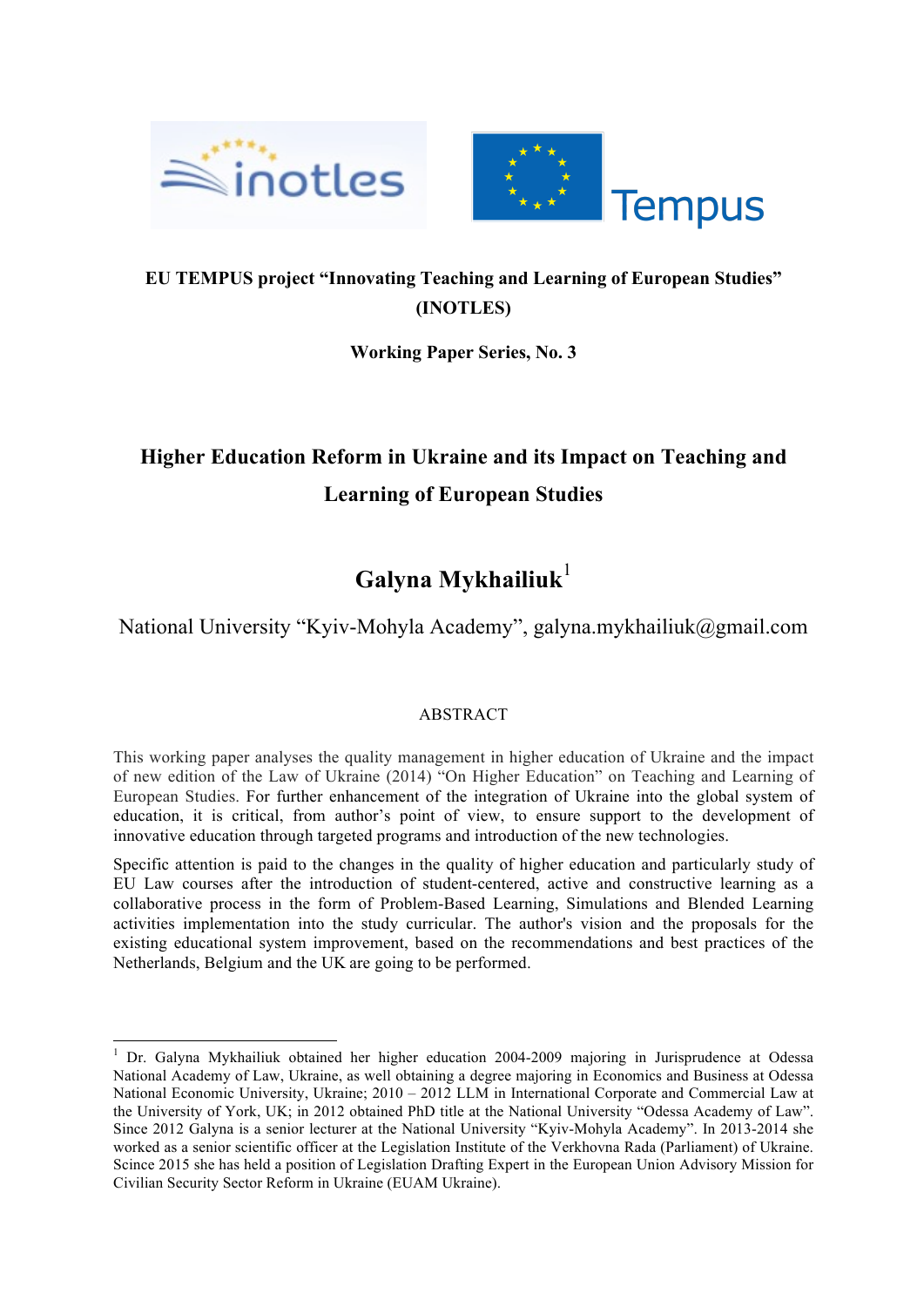**EU TEMPUS project "Innovating Teaching and Learning of European Studies" (INOTLES)**

**Working Paper Series, No. 3**

# Higher Education Reform in Ukraine and its Impact on Teaching and Learning of European Studies

## Galyna Mykhailiuk[1]

National University "Kyiv-Mohyla Academy", galyna.mykhailiuk@gmail.com

ABSTRACT

This working paper analyses the quality management in higher education of Ukraine and the impact of new edition of the Law of Ukraine (2014) "On Higher Education" on Teaching and Learning of European Studies. For further enhancement of the integration of Ukraine into the global system of education, it is critical, from author's point of view, to ensure support to the development of innovative education through targeted programs and introduction of the new technologies.

Specific attention is paid to the changes in the quality of higher education and particularly study of EU Law courses after the introduction of student-centered, active and constructive learning as a collaborative process in the form of Problem-Based Learning, Simulations and Blended Learning activities implementation into the study curricular. The author's vision and the proposals for the existing educational system improvement, based on the recommendations and best practices of the Netherlands, Belgium and the UK are going to be performed.

---

[1] Dr. Galyna Mykhailiuk obtained her higher education 2004-2009 majoring in Jurisprudence at Odessa National Academy of Law, Ukraine, as well obtaining a degree majoring in Economics and Business at Odessa National Economic University, Ukraine; 2010 – 2012 LLM in International Corporate and Commercial Law at the University of York, UK; in 2012 obtained PhD title at the National University "Odessa Academy of Law". Since 2012 Galyna is a senior lecturer at the National University "Kyiv-Mohyla Academy". In 2013-2014 she worked as a senior scientific officer at the Legislation Institute of the Verkhovna Rada (Parliament) of Ukraine. Scince 2015 she has held a position of Legislation Drafting Expert in the European Union Advisory Mission for Civilian Security Sector Reform in Ukraine (EUAM Ukraine).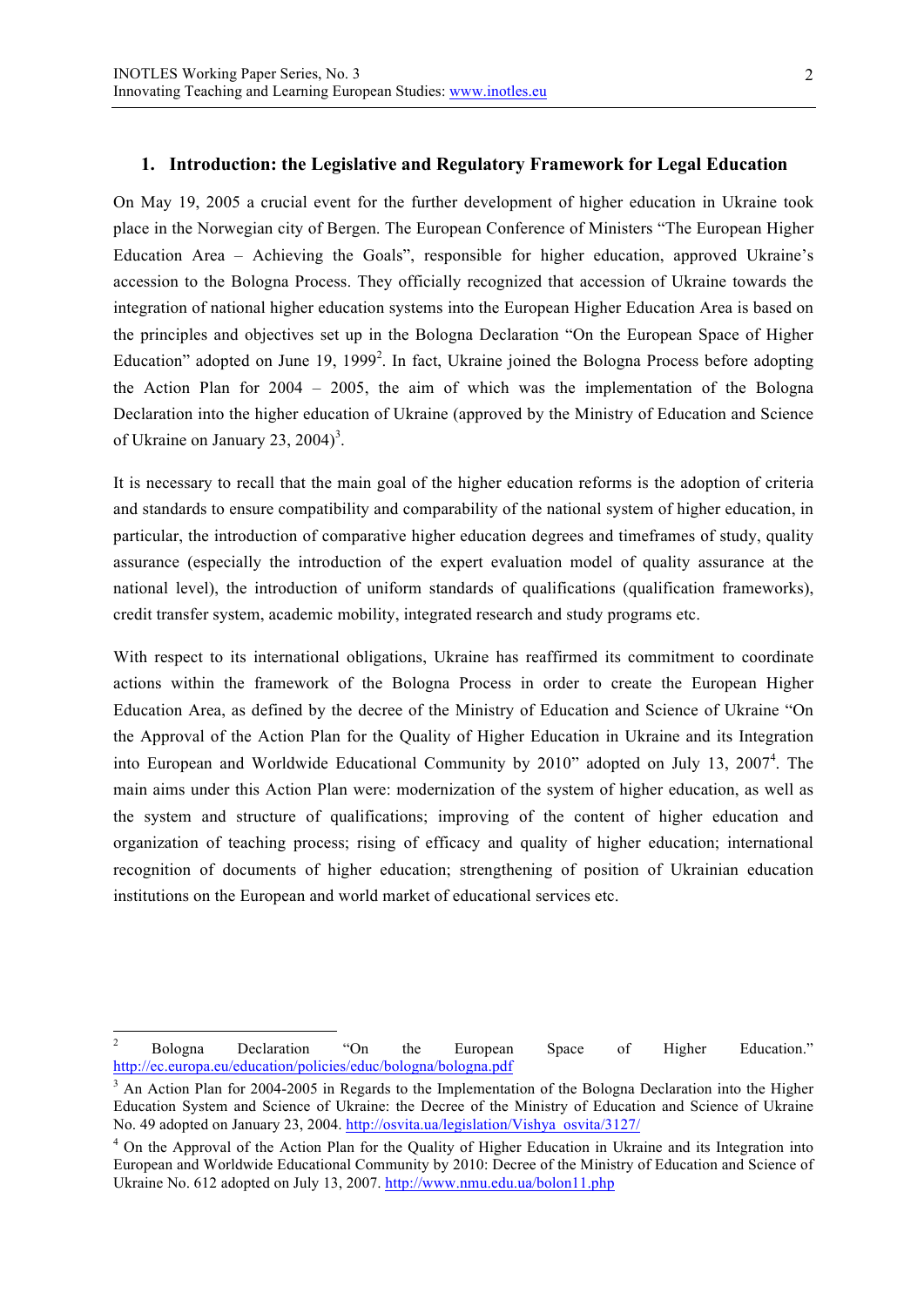## 1. Introduction: the Legislative and Regulatory Framework for Legal Education

On May 19, 2005 a crucial event for the further development of higher education in Ukraine took place in the Norwegian city of Bergen. The European Conference of Ministers "The European Higher Education Area – Achieving the Goals", responsible for higher education, approved Ukraine's accession to the Bologna Process. They officially recognized that accession of Ukraine towards the integration of national higher education systems into the European Higher Education Area is based on the principles and objectives set up in the Bologna Declaration "On the European Space of Higher Education" adopted on June 19, 1999[2]. In fact, Ukraine joined the Bologna Process before adopting the Action Plan for 2004 – 2005, the aim of which was the implementation of the Bologna Declaration into the higher education of Ukraine (approved by the Ministry of Education and Science of Ukraine on January 23, 2004)[3].

It is necessary to recall that the main goal of the higher education reforms is the adoption of criteria and standards to ensure compatibility and comparability of the national system of higher education, in particular, the introduction of comparative higher education degrees and timeframes of study, quality assurance (especially the introduction of the expert evaluation model of quality assurance at the national level), the introduction of uniform standards of qualifications (qualification frameworks), credit transfer system, academic mobility, integrated research and study programs etc.

With respect to its international obligations, Ukraine has reaffirmed its commitment to coordinate actions within the framework of the Bologna Process in order to create the European Higher Education Area, as defined by the decree of the Ministry of Education and Science of Ukraine "On the Approval of the Action Plan for the Quality of Higher Education in Ukraine and its Integration into European and Worldwide Educational Community by 2010" adopted on July 13, 2007[4]. The main aims under this Action Plan were: modernization of the system of higher education, as well as the system and structure of qualifications; improving of the content of higher education and organization of teaching process; rising of efficacy and quality of higher education; international recognition of documents of higher education; strengthening of position of Ukrainian education institutions on the European and world market of educational services etc.

---

[2] Bologna Declaration "On the European Space of Higher Education." http://ec.europa.eu/education/policies/educ/bologna/bologna.pdf

[3] An Action Plan for 2004-2005 in Regards to the Implementation of the Bologna Declaration into the Higher Education System and Structure of Ukraine: the Decree of the Ministry of Education and Science of Ukraine No. 49 adopted on January 23, 2004. http://osvita.ua/legislation/Vishya_osvita/3127/

[4] On the Approval of the Action Plan for the Quality of Higher Education in Ukraine and its Integration into European and Worldwide Educational Community by 2010: Decree of the Ministry of Education and Science of Ukraine No. 612 adopted on July 13, 2007. http://www.nmu.edu.ua/bolon11.php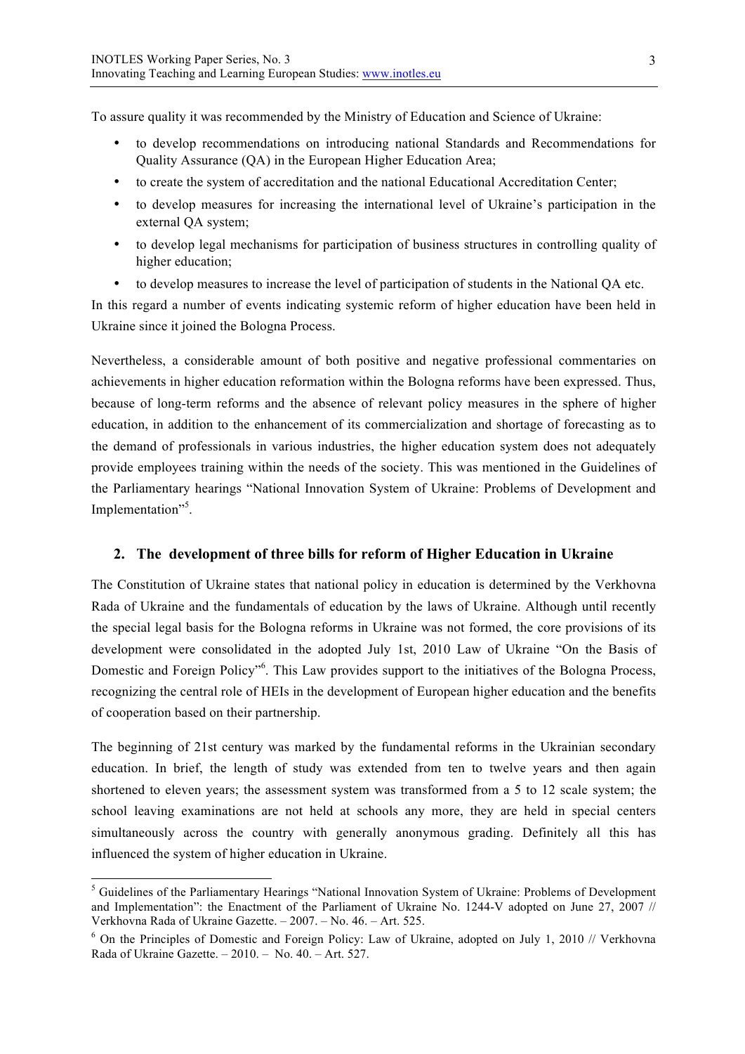To assure quality it was recommended by the Ministry of Education and Science of Ukraine:

- to develop recommendations on introducing national Standards and Recommendations for Quality Assurance (QA) in the European Higher Education Area;
- to create the system of accreditation and the national Educational Accreditation Center;
- to develop measures for increasing the international level of Ukraine's participation in the external QA system;
- to develop legal mechanisms for participation of business structures in controlling quality of higher education;
- to develop measures to increase the level of participation of students in the National QA etc.

In this regard a number of events indicating systemic reform of higher education have been held in Ukraine since it joined the Bologna Process.

Nevertheless, a considerable amount of both positive and negative professional commentaries on achievements in higher education reformation within the Bologna reforms have been expressed. Thus, because of long-term reforms and the absence of relevant policy measures in the sphere of higher education, in addition to the enhancement of its commercialization and shortage of forecasting as to the demand of professionals in various industries, the higher education system does not adequately provide employees training within the needs of the society. This was mentioned in the Guidelines of the Parliamentary hearings "National Innovation System of Ukraine: Problems of Development and Implementation"[5].

## 2. The development of three bills for reform of Higher Education in Ukraine

The Constitution of Ukraine states that national policy in education is determined by the Verkhovna Rada of Ukraine and the fundamentals of education by the laws of Ukraine. Although until recently the special legal basis for the Bologna reforms in Ukraine was not formed, the core provisions of its development were consolidated in the adopted July 1st, 2010 Law of Ukraine "On the Basis of Domestic and Foreign Policy"[6]. This Law provides support to the initiatives of the Bologna Process, recognizing the central role of HEIs in the development of European higher education and the benefits of cooperation based on their partnership.

The beginning of 21st century was marked by the fundamental reforms in the Ukrainian secondary education. In brief, the length of study was extended from ten to twelve years and then again shortened to eleven years; the assessment system was transformed from a 5 to 12 scale system; the school leaving examinations are not held at schools any more, they are held in special centers simultaneously across the country with generally anonymous grading. Definitely all this has influenced the system of higher education in Ukraine.

[5] Guidelines of the Parliamentary Hearings "National Innovation System of Ukraine: Problems of Development and Implementation": the Enactment of the Parliament of Ukraine No. 1244-V adopted on June 27, 2007 // Verkhovna Rada of Ukraine Gazette. – 2007. – No. 46. – Art. 525.

[6] On the Principles of Domestic and Foreign Policy: Law of Ukraine, adopted on July 1, 2010 // Verkhovna Rada of Ukraine Gazette. – 2010. – No. 40. – Art. 527.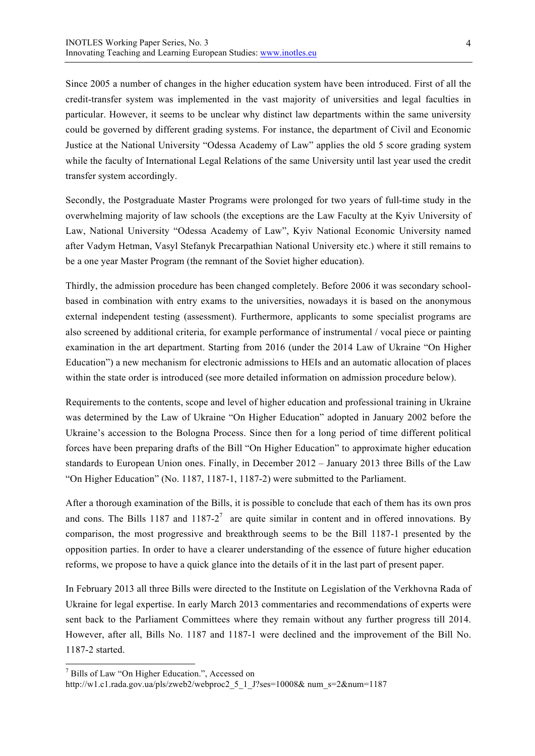Since 2005 a number of changes in the higher education system have been introduced. First of all the credit-transfer system was implemented in the vast majority of universities and legal faculties in particular. However, it seems to be unclear why distinct law departments within the same university could be governed by different grading systems. For instance, the department of Civil and Economic Justice at the National University "Odessa Academy of Law" applies the old 5 score grading system while the faculty of International Legal Relations of the same University until last year used the credit transfer system accordingly.

Secondly, the Postgraduate Master Programs were prolonged for two years of full-time study in the overwhelming majority of law schools (the exceptions are the Law Faculty at the Kyiv University of Law, National University "Odessa Academy of Law", Kyiv National Economic University named after Vadym Hetman, Vasyl Stefanyk Precarpathian National University etc.) where it still remains to be a one year Master Program (the remnant of the Soviet higher education).

Thirdly, the admission procedure has been changed completely. Before 2006 it was secondary school-based in combination with entry exams to the universities, nowadays it is based on the anonymous external independent testing (assessment). Furthermore, applicants to some specialist programs are also screened by additional criteria, for example performance of instrumental / vocal piece or painting examination in the art department. Starting from 2016 (under the 2014 Law of Ukraine "On Higher Education") a new mechanism for electronic admissions to HEIs and an automatic allocation of places within the state order is introduced (see more detailed information on admission procedure below).

Requirements to the contents, scope and level of higher education and professional training in Ukraine was determined by the Law of Ukraine "On Higher Education" adopted in January 2002 before the Ukraine's accession to the Bologna Process. Since then for a long period of time different political forces have been preparing drafts of the Bill "On Higher Education" to approximate higher education standards to European Union ones. Finally, in December 2012 – January 2013 three Bills of the Law "On Higher Education" (No. 1187, 1187-1, 1187-2) were submitted to the Parliament.

After a thorough examination of the Bills, it is possible to conclude that each of them has its own pros and cons. The Bills 1187 and 1187-2[7] are quite similar in content and in offered innovations. By comparison, the most progressive and breakthrough seems to be the Bill 1187-1 presented by the opposition parties. In order to have a clearer understanding of the essence of future higher education reforms, we propose to have a quick glance into the details of it in the last part of present paper.

In February 2013 all three Bills were directed to the Institute on Legislation of the Verkhovna Rada of Ukraine for legal expertise. In early March 2013 commentaries and recommendations of experts were sent back to the Parliament Committees where they remain without any further progress till 2014. However, after all, Bills No. 1187 and 1187-1 were declined and the improvement of the Bill No. 1187-2 started.

---

[7] Bills of Law "On Higher Education.", Accessed on http://w1.c1.rada.gov.ua/pls/zweb2/webproc2_5_1_J?ses=10008& num_s=2&num=1187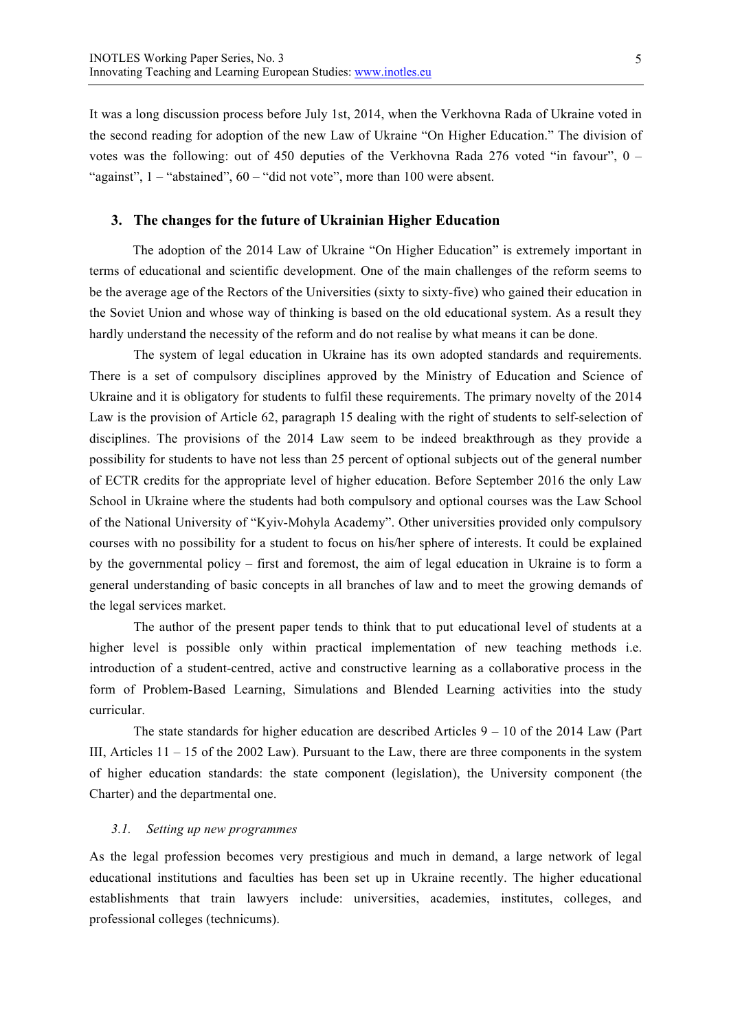It was a long discussion process before July 1st, 2014, when the Verkhovna Rada of Ukraine voted in the second reading for adoption of the new Law of Ukraine "On Higher Education." The division of votes was the following: out of 450 deputies of the Verkhovna Rada 276 voted "in favour", 0 – "against", 1 – "abstained", 60 – "did not vote", more than 100 were absent.

## 3. The changes for the future of Ukrainian Higher Education

The adoption of the 2014 Law of Ukraine "On Higher Education" is extremely important in terms of educational and scientific development. One of the main challenges of the reform seems to be the average age of the Rectors of the Universities (sixty to sixty-five) who gained their education in the Soviet Union and whose way of thinking is based on the old educational system. As a result they hardly understand the necessity of the reform and do not realise by what means it can be done.

The system of legal education in Ukraine has its own adopted standards and requirements. There is a set of compulsory disciplines approved by the Ministry of Education and Science of Ukraine and it is obligatory for students to fulfil these requirements. The primary novelty of the 2014 Law is the provision of Article 62, paragraph 15 dealing with the right of students to self-selection of disciplines. The provisions of the 2014 Law seem to be indeed breakthrough as they provide a possibility for students to have not less than 25 percent of optional subjects out of the general number of ECTR credits for the appropriate level of higher education. Before September 2016 the only Law School in Ukraine where the students had both compulsory and optional courses was the Law School of the National University of "Kyiv-Mohyla Academy". Other universities provided only compulsory courses with no possibility for a student to focus on his/her sphere of interests. It could be explained by the governmental policy – first and foremost, the aim of legal education in Ukraine is to form a general understanding of basic concepts in all branches of law and to meet the growing demands of the legal services market.

The author of the present paper tends to think that to put educational level of students at a higher level is possible only within practical implementation of new teaching methods i.e. introduction of a student-centred, active and constructive learning as a collaborative process in the form of Problem-Based Learning, Simulations and Blended Learning activities into the study curricular.

The state standards for higher education are described Articles 9 – 10 of the 2014 Law (Part III, Articles 11 – 15 of the 2002 Law). Pursuant to the Law, there are three components in the system of higher education standards: the state component (legislation), the University component (the Charter) and the departmental one.

### *3.1. Setting up new programmes*

As the legal profession becomes very prestigious and much in demand, a large network of legal educational institutions and faculties has been set up in Ukraine recently. The higher educational establishments that train lawyers include: universities, academies, institutes, colleges, and professional colleges (technicums).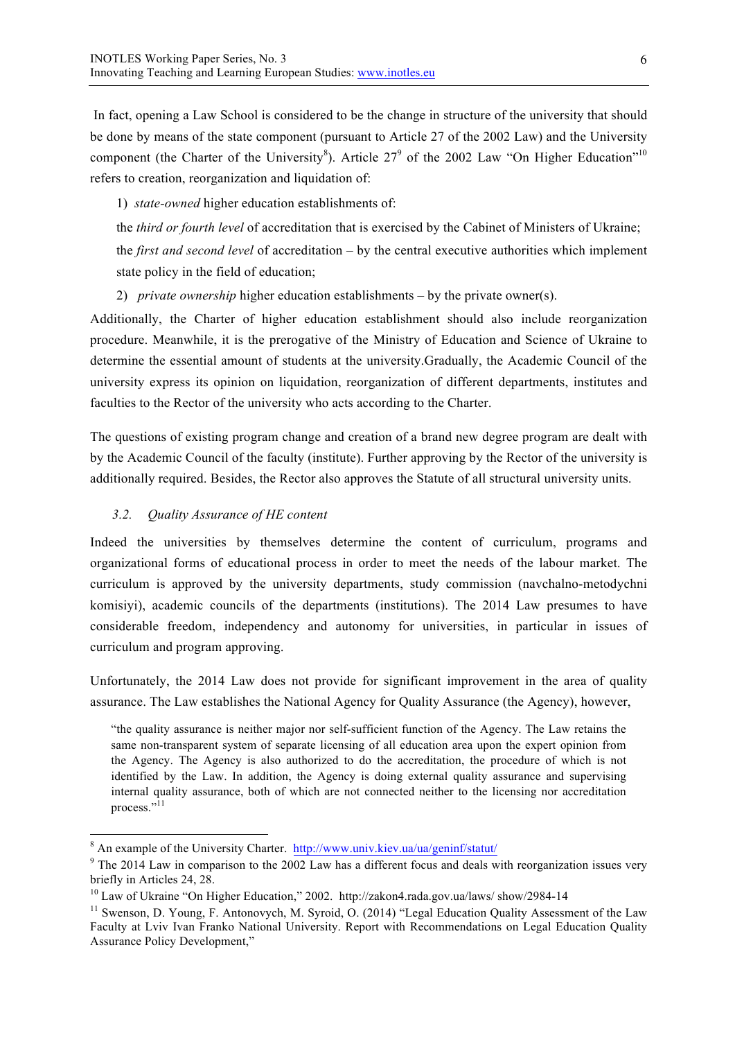In fact, opening a Law School is considered to be the change in structure of the university that should be done by means of the state component (pursuant to Article 27 of the 2002 Law) and the University component (the Charter of the University[8]). Article 27[9] of the 2002 Law "On Higher Education"[10] refers to creation, reorganization and liquidation of:

1) *state-owned* higher education establishments of:

   the *third or fourth level* of accreditation that is exercised by the Cabinet of Ministers of Ukraine;

   the *first and second level* of accreditation – by the central executive authorities which implement state policy in the field of education;

2) *private ownership* higher education establishments – by the private owner(s).

Additionally, the Charter of higher education establishment should also include reorganization procedure. Meanwhile, it is the prerogative of the Ministry of Education and Science of Ukraine to determine the essential amount of students at the university.Gradually, the Academic Council of the university express its opinion on liquidation, reorganization of different departments, institutes and faculties to the Rector of the university who acts according to the Charter.

The questions of existing program change and creation of a brand new degree program are dealt with by the Academic Council of the faculty (institute). Further approving by the Rector of the university is additionally required. Besides, the Rector also approves the Statute of all structural university units.

### *3.2. Quality Assurance of HE content*

Indeed the universities by themselves determine the content of curriculum, programs and organizational forms of educational process in order to meet the needs of the labour market. The curriculum is approved by the university departments, study commission (navchalno-metodychni komisiyi), academic councils of the departments (institutions). The 2014 Law presumes to have considerable freedom, independency and autonomy for universities, in particular in issues of curriculum and program approving.

Unfortunately, the 2014 Law does not provide for significant improvement in the area of quality assurance. The Law establishes the National Agency for Quality Assurance (the Agency), however,

> "the quality assurance is neither major nor self-sufficient function of the Agency. The Law retains the same non-transparent system of separate licensing of all education area upon the expert opinion from the Agency. The Agency is also authorized to do the accreditation, the procedure of which is not identified by the Law. In addition, the Agency is doing external quality assurance and supervising internal quality assurance, both of which are not connected neither to the licensing nor accreditation process."[11]

---

[8] An example of the University Charter. http://www.univ.kiev.ua/ua/geninf/statut/

[9] The 2014 Law in comparison to the 2002 Law has a different focus and deals with reorganization issues very briefly in Articles 24, 28.

[10] Law of Ukraine "On Higher Education," 2002. http://zakon4.rada.gov.ua/laws/ show/2984-14

[11] Swenson, D. Young, F. Antonovych, M. Syroid, O. (2014) "Legal Education Quality Assessment of the Law Faculty at Lviv Ivan Franko National University. Report with Recommendations on Legal Education Quality Assurance Policy Development,"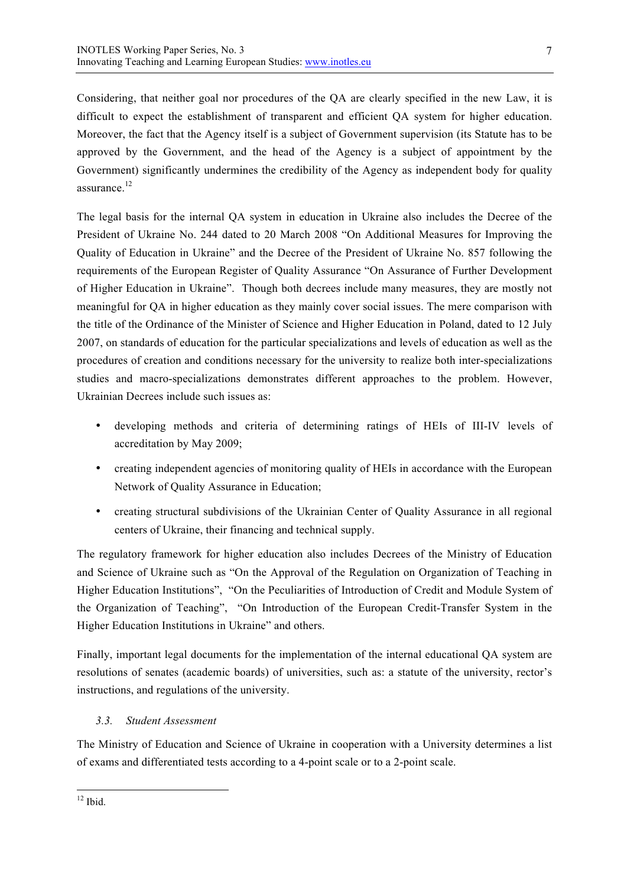Considering, that neither goal nor procedures of the QA are clearly specified in the new Law, it is difficult to expect the establishment of transparent and efficient QA system for higher education. Moreover, the fact that the Agency itself is a subject of Government supervision (its Statute has to be approved by the Government, and the head of the Agency is a subject of appointment by the Government) significantly undermines the credibility of the Agency as independent body for quality assurance.[12]

The legal basis for the internal QA system in education in Ukraine also includes the Decree of the President of Ukraine No. 244 dated to 20 March 2008 "On Additional Measures for Improving the Quality of Education in Ukraine" and the Decree of the President of Ukraine No. 857 following the requirements of the European Register of Quality Assurance "On Assurance of Further Development of Higher Education in Ukraine". Though both decrees include many measures, they are mostly not meaningful for QA in higher education as they mainly cover social issues. The mere comparison with the title of the Ordinance of the Minister of Science and Higher Education in Poland, dated to 12 July 2007, on standards of education for the particular specializations and levels of education as well as the procedures of creation and conditions necessary for the university to realize both inter-specializations studies and macro-specializations demonstrates different approaches to the problem. However, Ukrainian Decrees include such issues as:

- developing methods and criteria of determining ratings of HEIs of III-IV levels of accreditation by May 2009;
- creating independent agencies of monitoring quality of HEIs in accordance with the European Network of Quality Assurance in Education;
- creating structural subdivisions of the Ukrainian Center of Quality Assurance in all regional centers of Ukraine, their financing and technical supply.

The regulatory framework for higher education also includes Decrees of the Ministry of Education and Science of Ukraine such as "On the Approval of the Regulation on Organization of Teaching in Higher Education Institutions", "On the Peculiarities of Introduction of Credit and Module System of the Organization of Teaching", "On Introduction of the European Credit-Transfer System in the Higher Education Institutions in Ukraine" and others.

Finally, important legal documents for the implementation of the internal educational QA system are resolutions of senates (academic boards) of universities, such as: a statute of the university, rector's instructions, and regulations of the university.

### *3.3. Student Assessment*

The Ministry of Education and Science of Ukraine in cooperation with a University determines a list of exams and differentiated tests according to a 4-point scale or to a 2-point scale.

---

[12] Ibid.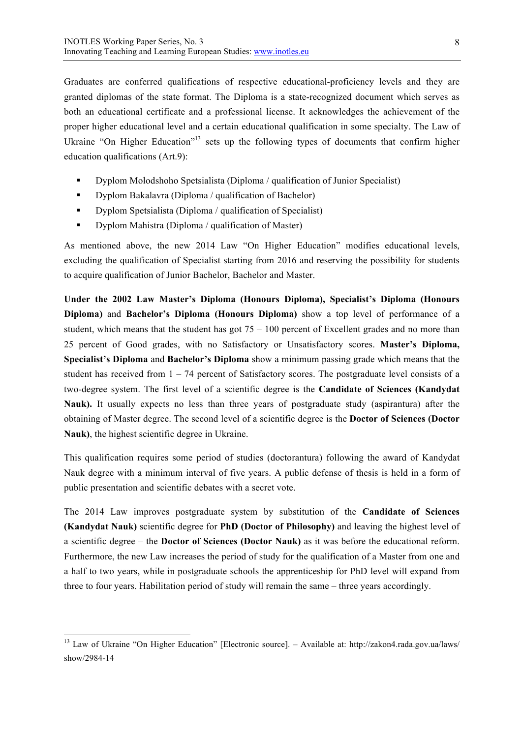Graduates are conferred qualifications of respective educational-proficiency levels and they are granted diplomas of the state format. The Diploma is a state-recognized document which serves as both an educational certificate and a professional license. It acknowledges the achievement of the proper higher educational level and a certain educational qualification in some specialty. The Law of Ukraine "On Higher Education"[13] sets up the following types of documents that confirm higher education qualifications (Art.9):

- Dyplom Molodshoho Spetsialista (Diploma / qualification of Junior Specialist)
- Dyplom Bakalavra (Diploma / qualification of Bachelor)
- Dyplom Spetsialista (Diploma / qualification of Specialist)
- Dyplom Mahistra (Diploma / qualification of Master)

As mentioned above, the new 2014 Law "On Higher Education" modifies educational levels, excluding the qualification of Specialist starting from 2016 and reserving the possibility for students to acquire qualification of Junior Bachelor, Bachelor and Master.

**Under the 2002 Law Master's Diploma (Honours Diploma), Specialist's Diploma (Honours Diploma)** and **Bachelor's Diploma (Honours Diploma)** show a top level of performance of a student, which means that the student has got 75 – 100 percent of Excellent grades and no more than 25 percent of Good grades, with no Satisfactory or Unsatisfactory scores. **Master's Diploma, Specialist's Diploma** and **Bachelor's Diploma** show a minimum passing grade which means that the student has received from 1 – 74 percent of Satisfactory scores. The postgraduate level consists of a two-degree system. The first level of a scientific degree is the **Candidate of Sciences (Kandydat Nauk).** It usually expects no less than three years of postgraduate study (aspirantura) after the obtaining of Master degree. The second level of a scientific degree is the **Doctor of Sciences (Doctor Nauk)**, the highest scientific degree in Ukraine.

This qualification requires some period of studies (doctorantura) following the award of Kandydat Nauk degree with a minimum interval of five years. A public defense of thesis is held in a form of public presentation and scientific debates with a secret vote.

The 2014 Law improves postgraduate system by substitution of the **Candidate of Sciences (Kandydat Nauk)** scientific degree for **PhD (Doctor of Philosophy)** and leaving the highest level of a scientific degree – the **Doctor of Sciences (Doctor Nauk)** as it was before the educational reform. Furthermore, the new Law increases the period of study for the qualification of a Master from one and a half to two years, while in postgraduate schools the apprenticeship for PhD level will expand from three to four years. Habilitation period of study will remain the same – three years accordingly.

---

[13] Law of Ukraine "On Higher Education" [Electronic source]. – Available at: http://zakon4.rada.gov.ua/laws/show/2984-14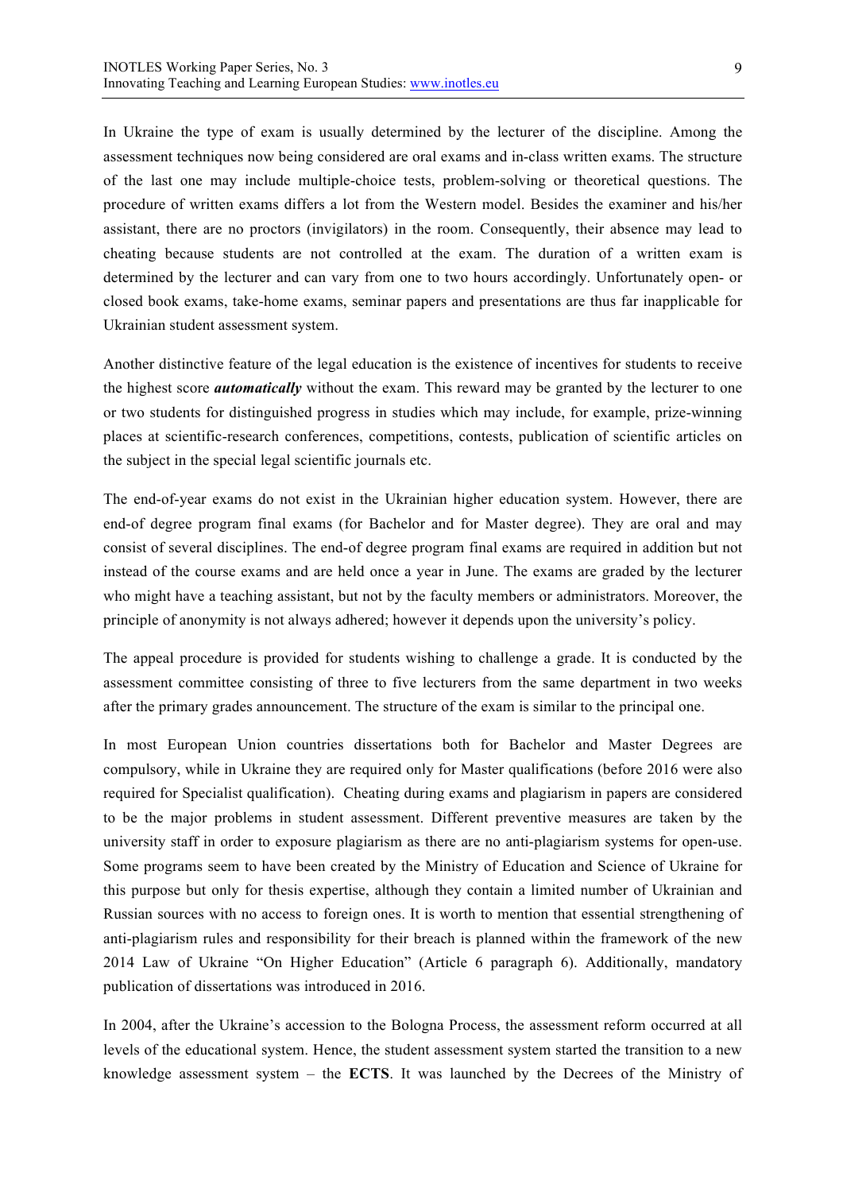In Ukraine the type of exam is usually determined by the lecturer of the discipline. Among the assessment techniques now being considered are oral exams and in-class written exams. The structure of the last one may include multiple-choice tests, problem-solving or theoretical questions. The procedure of written exams differs a lot from the Western model. Besides the examiner and his/her assistant, there are no proctors (invigilators) in the room. Consequently, their absence may lead to cheating because students are not controlled at the exam. The duration of a written exam is determined by the lecturer and can vary from one to two hours accordingly. Unfortunately open- or closed book exams, take-home exams, seminar papers and presentations are thus far inapplicable for Ukrainian student assessment system.

Another distinctive feature of the legal education is the existence of incentives for students to receive the highest score ***automatically*** without the exam. This reward may be granted by the lecturer to one or two students for distinguished progress in studies which may include, for example, prize-winning places at scientific-research conferences, competitions, contests, publication of scientific articles on the subject in the special legal scientific journals etc.

The end-of-year exams do not exist in the Ukrainian higher education system. However, there are end-of degree program final exams (for Bachelor and for Master degree). They are oral and may consist of several disciplines. The end-of degree program final exams are required in addition but not instead of the course exams and are held once a year in June. The exams are graded by the lecturer who might have a teaching assistant, but not by the faculty members or administrators. Moreover, the principle of anonymity is not always adhered; however it depends upon the university's policy.

The appeal procedure is provided for students wishing to challenge a grade. It is conducted by the assessment committee consisting of three to five lecturers from the same department in two weeks after the primary grades announcement. The structure of the exam is similar to the principal one.

In most European Union countries dissertations both for Bachelor and Master Degrees are compulsory, while in Ukraine they are required only for Master qualifications (before 2016 were also required for Specialist qualification). Cheating during exams and plagiarism in papers are considered to be the major problems in student assessment. Different preventive measures are taken by the university staff in order to exposure plagiarism as there are no anti-plagiarism systems for open-use. Some programs seem to have been created by the Ministry of Education and Science of Ukraine for this purpose but only for thesis expertise, although they contain a limited number of Ukrainian and Russian sources with no access to foreign ones. It is worth to mention that essential strengthening of anti-plagiarism rules and responsibility for their breach is planned within the framework of the new 2014 Law of Ukraine "On Higher Education" (Article 6 paragraph 6). Additionally, mandatory publication of dissertations was introduced in 2016.

In 2004, after the Ukraine's accession to the Bologna Process, the assessment reform occurred at all levels of the educational system. Hence, the student assessment system started the transition to a new knowledge assessment system – the **ECTS**. It was launched by the Decrees of the Ministry of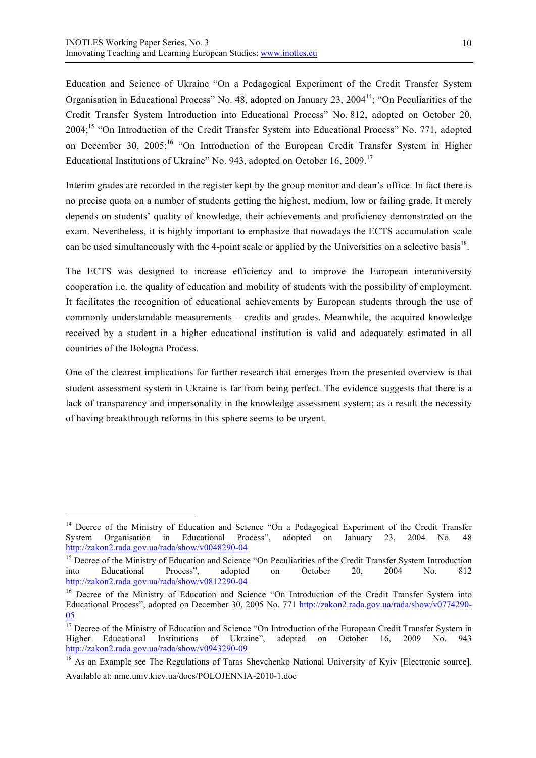Education and Science of Ukraine "On a Pedagogical Experiment of the Credit Transfer System Organisation in Educational Process" No. 48, adopted on January 23, 2004[14]; "On Peculiarities of the Credit Transfer System Introduction into Educational Process" No. 812, adopted on October 20, 2004;[15] "On Introduction of the Credit Transfer System into Educational Process" No. 771, adopted on December 30, 2005;[16] "On Introduction of the European Credit Transfer System in Higher Educational Institutions of Ukraine" No. 943, adopted on October 16, 2009.[17]

Interim grades are recorded in the register kept by the group monitor and dean's office. In fact there is no precise quota on a number of students getting the highest, medium, low or failing grade. It merely depends on students' quality of knowledge, their achievements and proficiency demonstrated on the exam. Nevertheless, it is highly important to emphasize that nowadays the ECTS accumulation scale can be used simultaneously with the 4-point scale or applied by the Universities on a selective basis[18].

The ECTS was designed to increase efficiency and to improve the European interuniversity cooperation i.e. the quality of education and mobility of students with the possibility of employment. It facilitates the recognition of educational achievements by European students through the use of commonly understandable measurements – credits and grades. Meanwhile, the acquired knowledge received by a student in a higher educational institution is valid and adequately estimated in all countries of the Bologna Process.

One of the clearest implications for further research that emerges from the presented overview is that student assessment system in Ukraine is far from being perfect. The evidence suggests that there is a lack of transparency and impersonality in the knowledge assessment system; as a result the necessity of having breakthrough reforms in this sphere seems to be urgent.

---

[14] Decree of the Ministry of Education and Science "On a Pedagogical Experiment of the Credit Transfer System Organisation in Educational Process", adopted on January 23, 2004 No. 48 http://zakon2.rada.gov.ua/rada/show/v0048290-04

[15] Decree of the Ministry of Education and Science "On Peculiarities of the Credit Transfer System Introduction into Educational Process", on October 20, 2004 No. 812 http://zakon2.rada.gov.ua/rada/show/v0812290-04

[16] Decree of the Ministry of Education and Science "On Introduction of the Credit Transfer System into Educational Process", adopted on December 30, 2005 No. 771 http://zakon2.rada.gov.ua/rada/show/v0774290-05

[17] Decree of the Ministry of Education and Science "On Introduction of the European Credit Transfer System in Higher Educational Institutions of Ukraine", adopted on October 16, 2009 No. 943 http://zakon2.rada.gov.ua/rada/show/v0943290-09

[18] As an Example see The Regulations of Taras Shevchenko National University of Kyiv [Electronic source]. Available at: nmc.univ.kiev.ua/docs/POLOJENNIA-2010-1.doc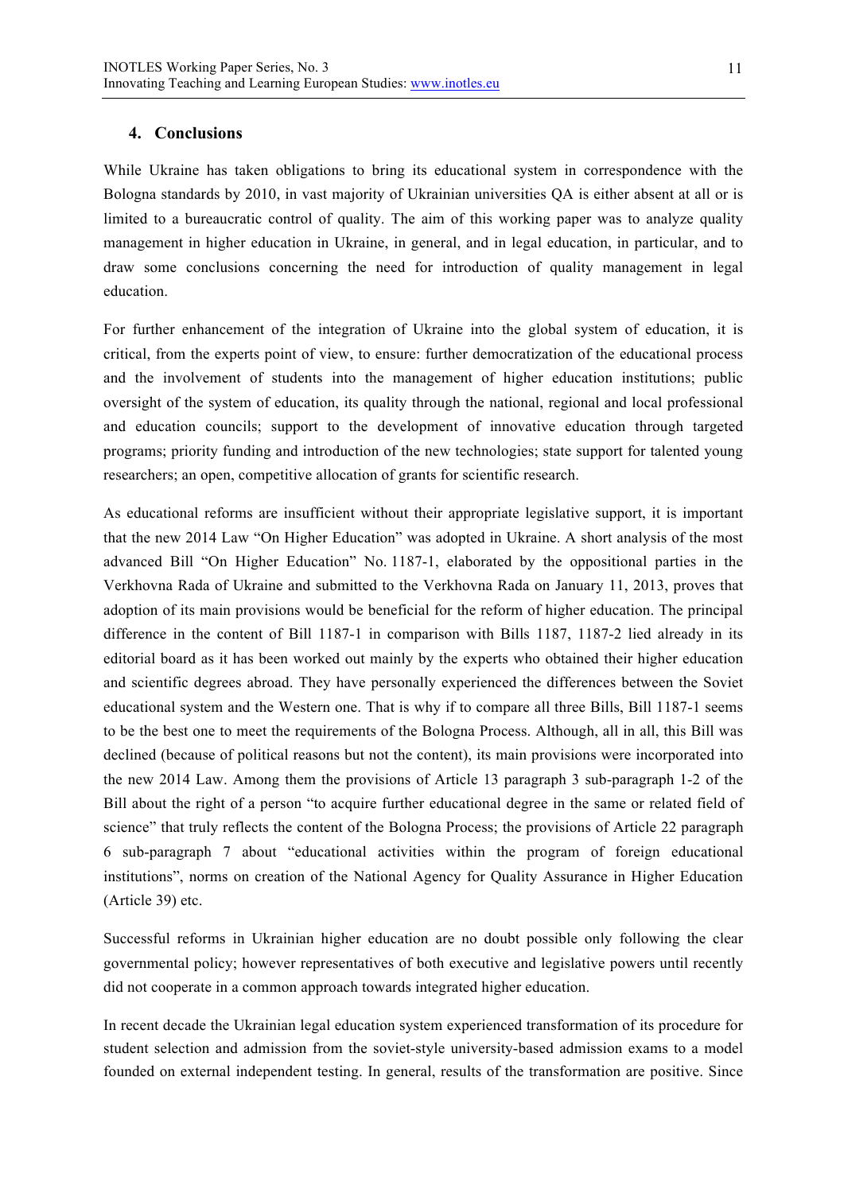## 4. Conclusions

While Ukraine has taken obligations to bring its educational system in correspondence with the Bologna standards by 2010, in vast majority of Ukrainian universities QA is either absent at all or is limited to a bureaucratic control of quality. The aim of this working paper was to analyze quality management in higher education in Ukraine, in general, and in legal education, in particular, and to draw some conclusions concerning the need for introduction of quality management in legal education.

For further enhancement of the integration of Ukraine into the global system of education, it is critical, from the experts point of view, to ensure: further democratization of the educational process and the involvement of students into the management of higher education institutions; public oversight of the system of education, its quality through the national, regional and local professional and education councils; support to the development of innovative education through targeted programs; priority funding and introduction of the new technologies; state support for talented young researchers; an open, competitive allocation of grants for scientific research.

As educational reforms are insufficient without their appropriate legislative support, it is important that the new 2014 Law "On Higher Education" was adopted in Ukraine. A short analysis of the most advanced Bill "On Higher Education" No. 1187-1, elaborated by the oppositional parties in the Verkhovna Rada of Ukraine and submitted to the Verkhovna Rada on January 11, 2013, proves that adoption of its main provisions would be beneficial for the reform of higher education. The principal difference in the content of Bill 1187-1 in comparison with Bills 1187, 1187-2 lied already in its editorial board as it has been worked out mainly by the experts who obtained their higher education and scientific degrees abroad. They have personally experienced the differences between the Soviet educational system and the Western one. That is why if to compare all three Bills, Bill 1187-1 seems to be the best one to meet the requirements of the Bologna Process. Although, all in all, this Bill was declined (because of political reasons but not the content), its main provisions were incorporated into the new 2014 Law. Among them the provisions of Article 13 paragraph 3 sub-paragraph 1-2 of the Bill about the right of a person "to acquire further educational degree in the same or related field of science" that truly reflects the content of the Bologna Process; the provisions of Article 22 paragraph 6 sub-paragraph 7 about "educational activities within the program of foreign educational institutions", norms on creation of the National Agency for Quality Assurance in Higher Education (Article 39) etc.

Successful reforms in Ukrainian higher education are no doubt possible only following the clear governmental policy; however representatives of both executive and legislative powers until recently did not cooperate in a common approach towards integrated higher education.

In recent decade the Ukrainian legal education system experienced transformation of its procedure for student selection and admission from the soviet-style university-based admission exams to a model founded on external independent testing. In general, results of the transformation are positive. Since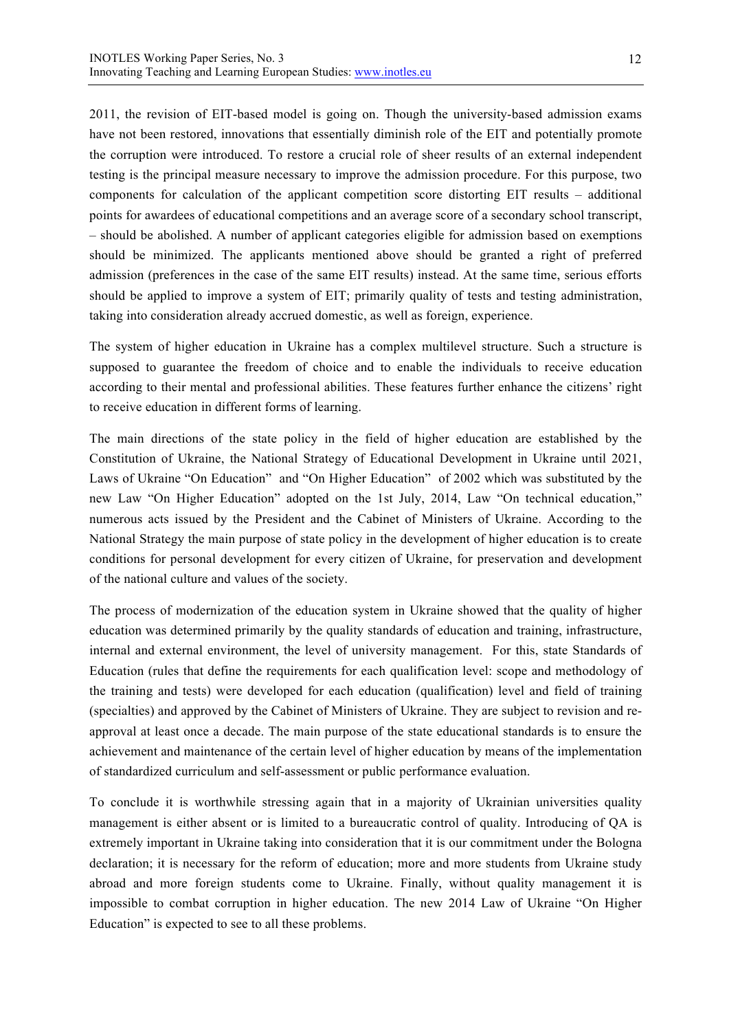2011, the revision of EIT-based model is going on. Though the university-based admission exams have not been restored, innovations that essentially diminish role of the EIT and potentially promote the corruption were introduced. To restore a crucial role of sheer results of an external independent testing is the principal measure necessary to improve the admission procedure. For this purpose, two components for calculation of the applicant competition score distorting EIT results – additional points for awardees of educational competitions and an average score of a secondary school transcript, – should be abolished. A number of applicant categories eligible for admission based on exemptions should be minimized. The applicants mentioned above should be granted a right of preferred admission (preferences in the case of the same EIT results) instead. At the same time, serious efforts should be applied to improve a system of EIT; primarily quality of tests and testing administration, taking into consideration already accrued domestic, as well as foreign, experience.

The system of higher education in Ukraine has a complex multilevel structure. Such a structure is supposed to guarantee the freedom of choice and to enable the individuals to receive education according to their mental and professional abilities. These features further enhance the citizens' right to receive education in different forms of learning.

The main directions of the state policy in the field of higher education are established by the Constitution of Ukraine, the National Strategy of Educational Development in Ukraine until 2021, Laws of Ukraine "On Education" and "On Higher Education" of 2002 which was substituted by the new Law "On Higher Education" adopted on the 1st July, 2014, Law "On technical education," numerous acts issued by the President and the Cabinet of Ministers of Ukraine. According to the National Strategy the main purpose of state policy in the development of higher education is to create conditions for personal development for every citizen of Ukraine, for preservation and development of the national culture and values of the society.

The process of modernization of the education system in Ukraine showed that the quality of higher education was determined primarily by the quality standards of education and training, infrastructure, internal and external environment, the level of university management. For this, state Standards of Education (rules that define the requirements for each qualification level: scope and methodology of the training and tests) were developed for each education (qualification) level and field of training (specialties) and approved by the Cabinet of Ministers of Ukraine. They are subject to revision and re-approval at least once a decade. The main purpose of the state educational standards is to ensure the achievement and maintenance of the certain level of higher education by means of the implementation of standardized curriculum and self-assessment or public performance evaluation.

To conclude it is worthwhile stressing again that in a majority of Ukrainian universities quality management is either absent or is limited to a bureaucratic control of quality. Introducing of QA is extremely important in Ukraine taking into consideration that it is our commitment under the Bologna declaration; it is necessary for the reform of education; more and more students from Ukraine study abroad and more foreign students come to Ukraine. Finally, without quality management it is impossible to combat corruption in higher education. The new 2014 Law of Ukraine "On Higher Education" is expected to see to all these problems.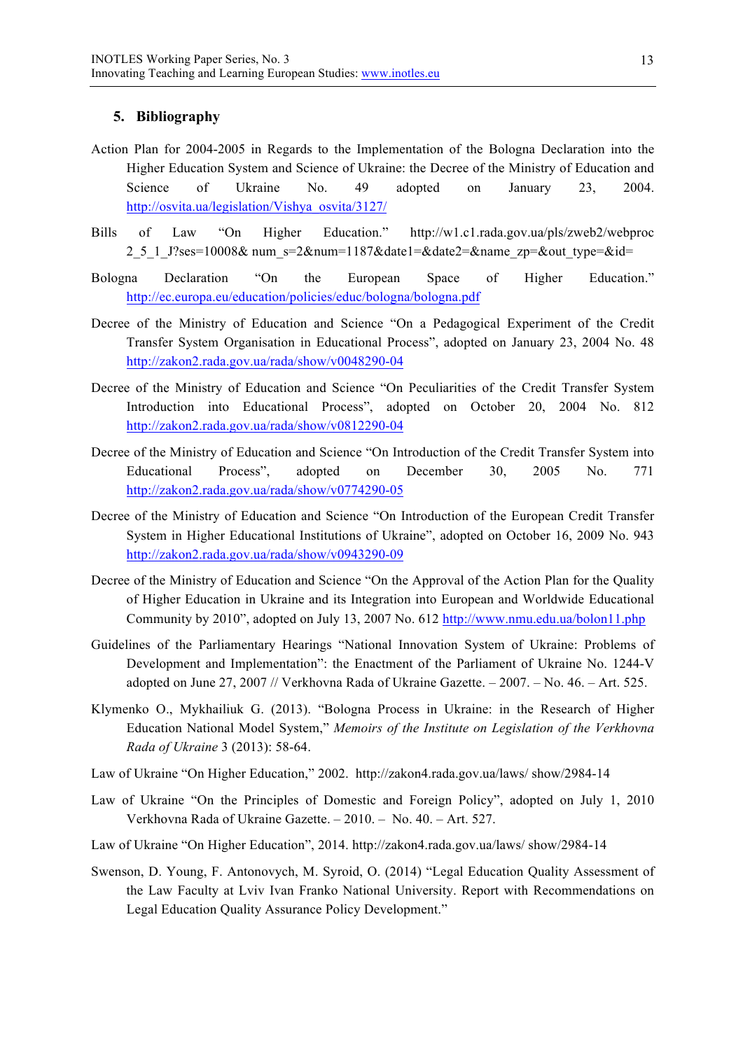## 5. Bibliography

Action Plan for 2004-2005 in Regards to the Implementation of the Bologna Declaration into the Higher Education System and Science of Ukraine: the Decree of the Ministry of Education and Science of Ukraine No. 49 adopted on January 23, 2004. http://osvita.ua/legislation/Vishya_osvita/3127/

Bills of Law "On Higher Education." http://w1.c1.rada.gov.ua/pls/zweb2/webproc2_5_1_J?ses=10008& num_s=2&num=1187&date1=&date2=&name_zp=&out_type=&id=

Bologna Declaration "On the European Space of Higher Education." http://ec.europa.eu/education/policies/educ/bologna/bologna.pdf

Decree of the Ministry of Education and Science "On a Pedagogical Experiment of the Credit Transfer System Organisation in Educational Process", adopted on January 23, 2004 No. 48 http://zakon2.rada.gov.ua/rada/show/v0048290-04

Decree of the Ministry of Education and Science "On Peculiarities of the Credit Transfer System Introduction into Educational Process", adopted on October 20, 2004 No. 812 http://zakon2.rada.gov.ua/rada/show/v0812290-04

Decree of the Ministry of Education and Science "On Introduction of the Credit Transfer System into Educational Process", adopted on December 30, 2005 No. 771 http://zakon2.rada.gov.ua/rada/show/v0774290-05

Decree of the Ministry of Education and Science "On Introduction of the European Credit Transfer System in Higher Educational Institutions of Ukraine", adopted on October 16, 2009 No. 943 http://zakon2.rada.gov.ua/rada/show/v0943290-09

Decree of the Ministry of Education and Science "On the Approval of the Action Plan for the Quality of Higher Education in Ukraine and its Integration into European and Worldwide Educational Community by 2010", adopted on July 13, 2007 No. 612 http://www.nmu.edu.ua/bolon11.php

Guidelines of the Parliamentary Hearings "National Innovation System of Ukraine: Problems of Development and Implementation": the Enactment of the Parliament of Ukraine No. 1244-V adopted on June 27, 2007 // Verkhovna Rada of Ukraine Gazette. – 2007. – No. 46. – Art. 525.

Klymenko O., Mykhailiuk G. (2013). "Bologna Process in Ukraine: in the Research of Higher Education National Model System," *Memoirs of the Institute on Legislation of the Verkhovna Rada of Ukraine* 3 (2013): 58-64.

Law of Ukraine "On Higher Education," 2002. http://zakon4.rada.gov.ua/laws/ show/2984-14

Law of Ukraine "On the Principles of Domestic and Foreign Policy", adopted on July 1, 2010 Verkhovna Rada of Ukraine Gazette. – 2010. – No. 40. – Art. 527.

Law of Ukraine "On Higher Education", 2014. http://zakon4.rada.gov.ua/laws/ show/2984-14

Swenson, D. Young, F. Antonovych, M. Syroid, O. (2014) "Legal Education Quality Assessment of the Law Faculty at Lviv Ivan Franko National University. Report with Recommendations on Legal Education Quality Assurance Policy Development."